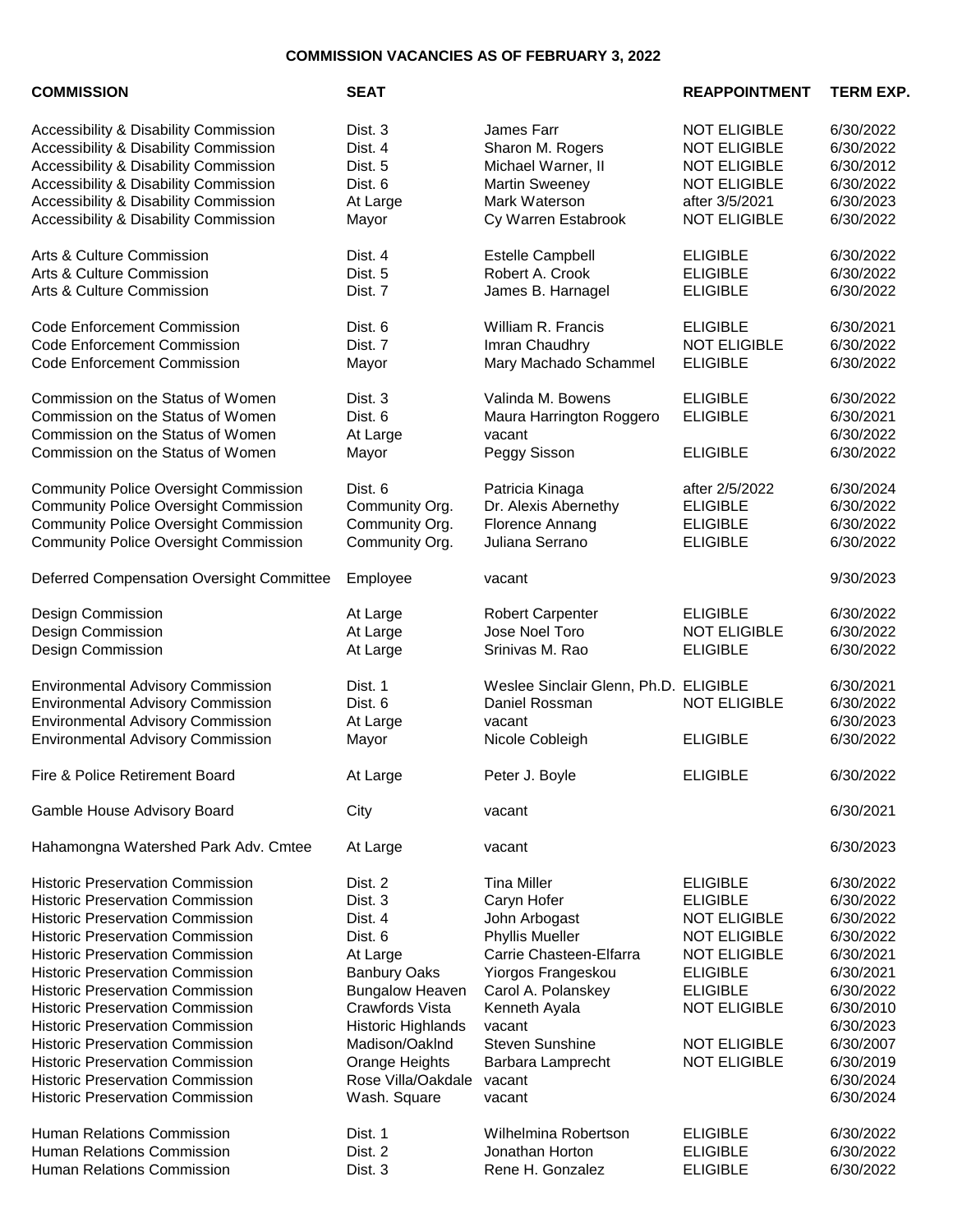# COMMISSION VACANCIES AS OF FEBRUARY 3, 2022

| COMMISSION | SEAT | | REAPPOINTMENT | TERM EXP. |
|---|---|---|---|---|
| Accessibility & Disability Commission | Dist. 3 | James Farr | NOT ELIGIBLE | 6/30/2022 |
| Accessibility & Disability Commission | Dist. 4 | Sharon M. Rogers | NOT ELIGIBLE | 6/30/2022 |
| Accessibility & Disability Commission | Dist. 5 | Michael Warner, II | NOT ELIGIBLE | 6/30/2012 |
| Accessibility & Disability Commission | Dist. 6 | Martin Sweeney | NOT ELIGIBLE | 6/30/2022 |
| Accessibility & Disability Commission | At Large | Mark Waterson | after 3/5/2021 | 6/30/2023 |
| Accessibility & Disability Commission | Mayor | Cy Warren Estabrook | NOT ELIGIBLE | 6/30/2022 |
| Arts & Culture Commission | Dist. 4 | Estelle Campbell | ELIGIBLE | 6/30/2022 |
| Arts & Culture Commission | Dist. 5 | Robert A. Crook | ELIGIBLE | 6/30/2022 |
| Arts & Culture Commission | Dist. 7 | James B. Harnagel | ELIGIBLE | 6/30/2022 |
| Code Enforcement Commission | Dist. 6 | William R. Francis | ELIGIBLE | 6/30/2021 |
| Code Enforcement Commission | Dist. 7 | Imran Chaudhry | NOT ELIGIBLE | 6/30/2022 |
| Code Enforcement Commission | Mayor | Mary Machado Schammel | ELIGIBLE | 6/30/2022 |
| Commission on the Status of Women | Dist. 3 | Valinda M. Bowens | ELIGIBLE | 6/30/2022 |
| Commission on the Status of Women | Dist. 6 | Maura Harrington Roggero | ELIGIBLE | 6/30/2021 |
| Commission on the Status of Women | At Large | vacant | | 6/30/2022 |
| Commission on the Status of Women | Mayor | Peggy Sisson | ELIGIBLE | 6/30/2022 |
| Community Police Oversight Commission | Dist. 6 | Patricia Kinaga | after 2/5/2022 | 6/30/2024 |
| Community Police Oversight Commission | Community Org. | Dr. Alexis Abernethy | ELIGIBLE | 6/30/2022 |
| Community Police Oversight Commission | Community Org. | Florence Annang | ELIGIBLE | 6/30/2022 |
| Community Police Oversight Commission | Community Org. | Juliana Serrano | ELIGIBLE | 6/30/2022 |
| Deferred Compensation Oversight Committee | Employee | vacant | | 9/30/2023 |
| Design Commission | At Large | Robert Carpenter | ELIGIBLE | 6/30/2022 |
| Design Commission | At Large | Jose Noel Toro | NOT ELIGIBLE | 6/30/2022 |
| Design Commission | At Large | Srinivas M. Rao | ELIGIBLE | 6/30/2022 |
| Environmental Advisory Commission | Dist. 1 | Weslee Sinclair Glenn, Ph.D. | ELIGIBLE | 6/30/2021 |
| Environmental Advisory Commission | Dist. 6 | Daniel Rossman | NOT ELIGIBLE | 6/30/2022 |
| Environmental Advisory Commission | At Large | vacant | | 6/30/2023 |
| Environmental Advisory Commission | Mayor | Nicole Cobleigh | ELIGIBLE | 6/30/2022 |
| Fire & Police Retirement Board | At Large | Peter J. Boyle | ELIGIBLE | 6/30/2022 |
| Gamble House Advisory Board | City | vacant | | 6/30/2021 |
| Hahamongna Watershed Park Adv. Cmtee | At Large | vacant | | 6/30/2023 |
| Historic Preservation Commission | Dist. 2 | Tina Miller | ELIGIBLE | 6/30/2022 |
| Historic Preservation Commission | Dist. 3 | Caryn Hofer | ELIGIBLE | 6/30/2022 |
| Historic Preservation Commission | Dist. 4 | John Arbogast | NOT ELIGIBLE | 6/30/2022 |
| Historic Preservation Commission | Dist. 6 | Phyllis Mueller | NOT ELIGIBLE | 6/30/2022 |
| Historic Preservation Commission | At Large | Carrie Chasteen-Elfarra | NOT ELIGIBLE | 6/30/2021 |
| Historic Preservation Commission | Banbury Oaks | Yiorgos Frangeskou | ELIGIBLE | 6/30/2021 |
| Historic Preservation Commission | Bungalow Heaven | Carol A. Polanskey | ELIGIBLE | 6/30/2022 |
| Historic Preservation Commission | Crawfords Vista | Kenneth Ayala | NOT ELIGIBLE | 6/30/2010 |
| Historic Preservation Commission | Historic Highlands | vacant | | 6/30/2023 |
| Historic Preservation Commission | Madison/Oaklnd | Steven Sunshine | NOT ELIGIBLE | 6/30/2007 |
| Historic Preservation Commission | Orange Heights | Barbara Lamprecht | NOT ELIGIBLE | 6/30/2019 |
| Historic Preservation Commission | Rose Villa/Oakdale | vacant | | 6/30/2024 |
| Historic Preservation Commission | Wash. Square | vacant | | 6/30/2024 |
| Human Relations Commission | Dist. 1 | Wilhelmina Robertson | ELIGIBLE | 6/30/2022 |
| Human Relations Commission | Dist. 2 | Jonathan Horton | ELIGIBLE | 6/30/2022 |
| Human Relations Commission | Dist. 3 | Rene H. Gonzalez | ELIGIBLE | 6/30/2022 |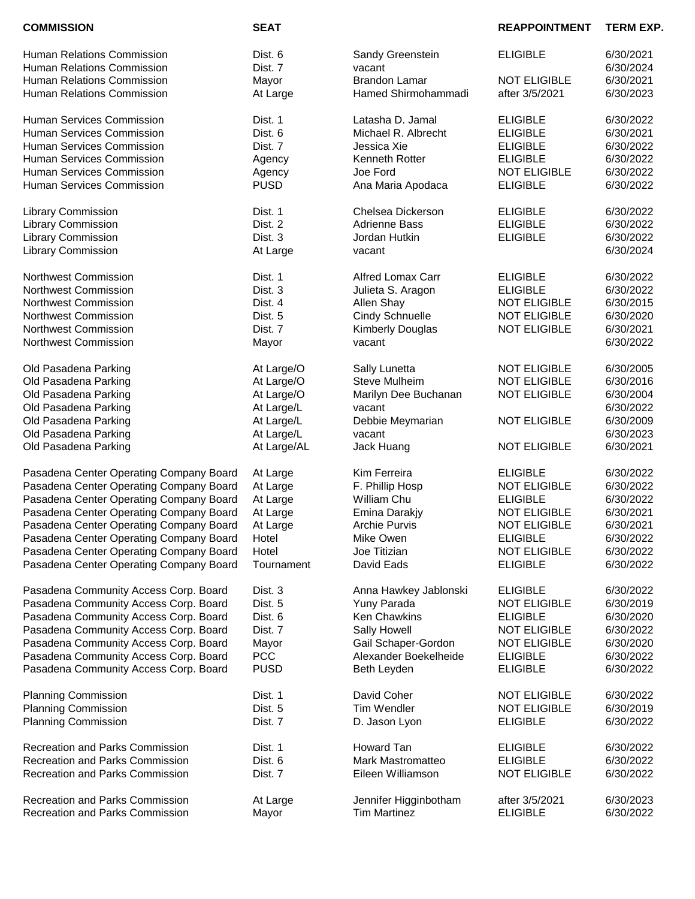| COMMISSION | SEAT | | REAPPOINTMENT | TERM EXP. |
|---|---|---|---|---|
| Human Relations Commission | Dist. 6 | Sandy Greenstein | ELIGIBLE | 6/30/2021 |
| Human Relations Commission | Dist. 7 | vacant | | 6/30/2024 |
| Human Relations Commission | Mayor | Brandon Lamar | NOT ELIGIBLE | 6/30/2021 |
| Human Relations Commission | At Large | Hamed Shirmohammadi | after 3/5/2021 | 6/30/2023 |
| | | | | |
| Human Services Commission | Dist. 1 | Latasha D. Jamal | ELIGIBLE | 6/30/2022 |
| Human Services Commission | Dist. 6 | Michael R. Albrecht | ELIGIBLE | 6/30/2021 |
| Human Services Commission | Dist. 7 | Jessica Xie | ELIGIBLE | 6/30/2022 |
| Human Services Commission | Agency | Kenneth Rotter | ELIGIBLE | 6/30/2022 |
| Human Services Commission | Agency | Joe Ford | NOT ELIGIBLE | 6/30/2022 |
| Human Services Commission | PUSD | Ana Maria Apodaca | ELIGIBLE | 6/30/2022 |
| | | | | |
| Library Commission | Dist. 1 | Chelsea Dickerson | ELIGIBLE | 6/30/2022 |
| Library Commission | Dist. 2 | Adrienne Bass | ELIGIBLE | 6/30/2022 |
| Library Commission | Dist. 3 | Jordan Hutkin | ELIGIBLE | 6/30/2022 |
| Library Commission | At Large | vacant | | 6/30/2024 |
| | | | | |
| Northwest Commission | Dist. 1 | Alfred Lomax Carr | ELIGIBLE | 6/30/2022 |
| Northwest Commission | Dist. 3 | Julieta S. Aragon | ELIGIBLE | 6/30/2022 |
| Northwest Commission | Dist. 4 | Allen Shay | NOT ELIGIBLE | 6/30/2015 |
| Northwest Commission | Dist. 5 | Cindy Schnuelle | NOT ELIGIBLE | 6/30/2020 |
| Northwest Commission | Dist. 7 | Kimberly Douglas | NOT ELIGIBLE | 6/30/2021 |
| Northwest Commission | Mayor | vacant | | 6/30/2022 |
| | | | | |
| Old Pasadena Parking | At Large/O | Sally Lunetta | NOT ELIGIBLE | 6/30/2005 |
| Old Pasadena Parking | At Large/O | Steve Mulheim | NOT ELIGIBLE | 6/30/2016 |
| Old Pasadena Parking | At Large/O | Marilyn Dee Buchanan | NOT ELIGIBLE | 6/30/2004 |
| Old Pasadena Parking | At Large/L | vacant | | 6/30/2022 |
| Old Pasadena Parking | At Large/L | Debbie Meymarian | NOT ELIGIBLE | 6/30/2009 |
| Old Pasadena Parking | At Large/L | vacant | | 6/30/2023 |
| Old Pasadena Parking | At Large/AL | Jack Huang | NOT ELIGIBLE | 6/30/2021 |
| | | | | |
| Pasadena Center Operating Company Board | At Large | Kim Ferreira | ELIGIBLE | 6/30/2022 |
| Pasadena Center Operating Company Board | At Large | F. Phillip Hosp | NOT ELIGIBLE | 6/30/2022 |
| Pasadena Center Operating Company Board | At Large | William Chu | ELIGIBLE | 6/30/2022 |
| Pasadena Center Operating Company Board | At Large | Emina Darakjy | NOT ELIGIBLE | 6/30/2021 |
| Pasadena Center Operating Company Board | At Large | Archie Purvis | NOT ELIGIBLE | 6/30/2021 |
| Pasadena Center Operating Company Board | Hotel | Mike Owen | ELIGIBLE | 6/30/2022 |
| Pasadena Center Operating Company Board | Hotel | Joe Titizian | NOT ELIGIBLE | 6/30/2022 |
| Pasadena Center Operating Company Board | Tournament | David Eads | ELIGIBLE | 6/30/2022 |
| | | | | |
| Pasadena Community Access Corp. Board | Dist. 3 | Anna Hawkey Jablonski | ELIGIBLE | 6/30/2022 |
| Pasadena Community Access Corp. Board | Dist. 5 | Yuny Parada | NOT ELIGIBLE | 6/30/2019 |
| Pasadena Community Access Corp. Board | Dist. 6 | Ken Chawkins | ELIGIBLE | 6/30/2020 |
| Pasadena Community Access Corp. Board | Dist. 7 | Sally Howell | NOT ELIGIBLE | 6/30/2022 |
| Pasadena Community Access Corp. Board | Mayor | Gail Schaper-Gordon | NOT ELIGIBLE | 6/30/2020 |
| Pasadena Community Access Corp. Board | PCC | Alexander Boekelheide | ELIGIBLE | 6/30/2022 |
| Pasadena Community Access Corp. Board | PUSD | Beth Leyden | ELIGIBLE | 6/30/2022 |
| | | | | |
| Planning Commission | Dist. 1 | David Coher | NOT ELIGIBLE | 6/30/2022 |
| Planning Commission | Dist. 5 | Tim Wendler | NOT ELIGIBLE | 6/30/2019 |
| Planning Commission | Dist. 7 | D. Jason Lyon | ELIGIBLE | 6/30/2022 |
| | | | | |
| Recreation and Parks Commission | Dist. 1 | Howard Tan | ELIGIBLE | 6/30/2022 |
| Recreation and Parks Commission | Dist. 6 | Mark Mastromatteo | ELIGIBLE | 6/30/2022 |
| Recreation and Parks Commission | Dist. 7 | Eileen Williamson | NOT ELIGIBLE | 6/30/2022 |
| | | | | |
| Recreation and Parks Commission | At Large | Jennifer Higginbotham | after 3/5/2021 | 6/30/2023 |
| Recreation and Parks Commission | Mayor | Tim Martinez | ELIGIBLE | 6/30/2022 |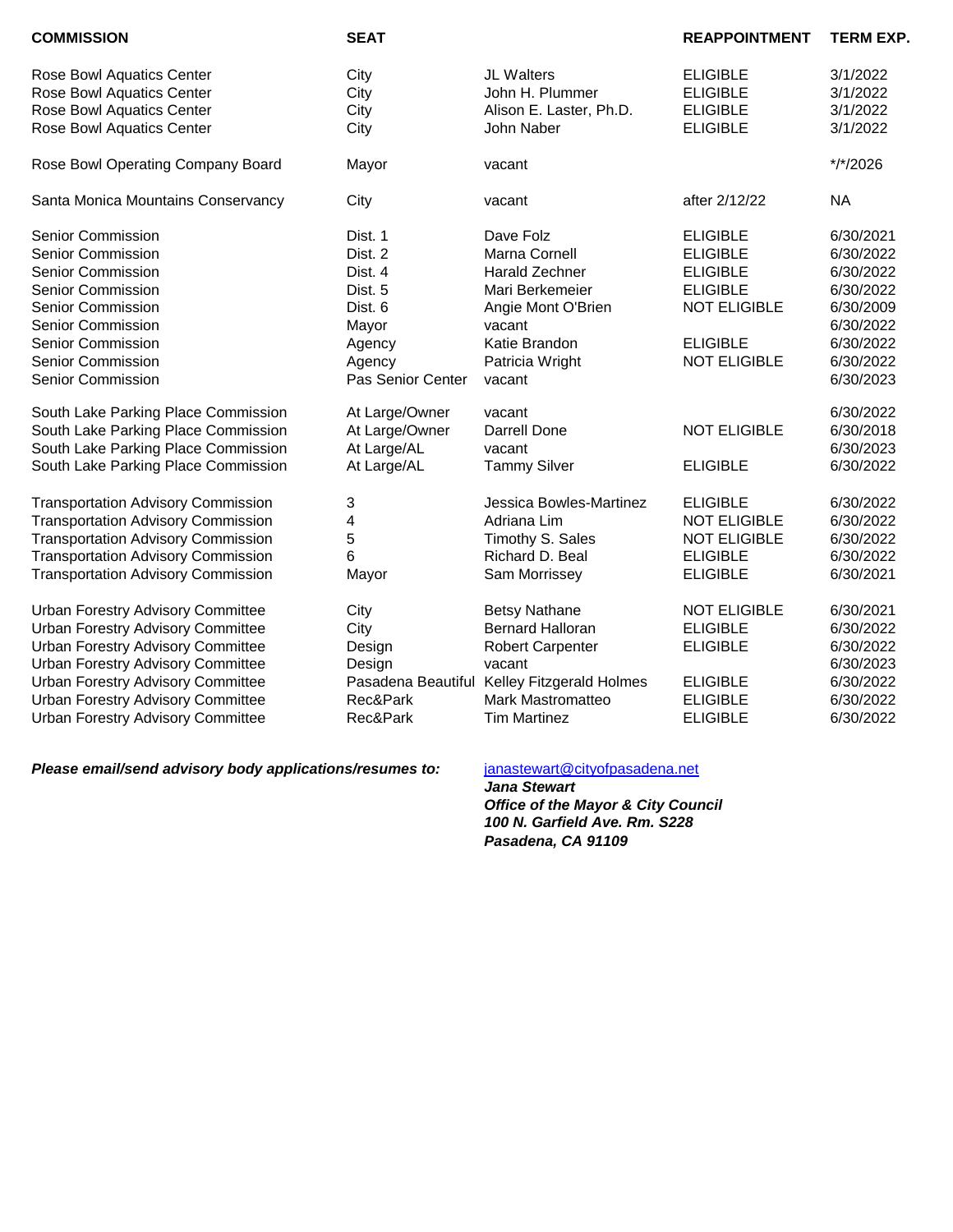| COMMISSION | SEAT | | REAPPOINTMENT | TERM EXP. |
|---|---|---|---|---|
| Rose Bowl Aquatics Center | City | JL Walters | ELIGIBLE | 3/1/2022 |
| Rose Bowl Aquatics Center | City | John H. Plummer | ELIGIBLE | 3/1/2022 |
| Rose Bowl Aquatics Center | City | Alison E. Laster, Ph.D. | ELIGIBLE | 3/1/2022 |
| Rose Bowl Aquatics Center | City | John Naber | ELIGIBLE | 3/1/2022 |
| Rose Bowl Operating Company Board | Mayor | vacant | | */*/2026 |
| Santa Monica Mountains Conservancy | City | vacant | after 2/12/22 | NA |
| Senior Commission | Dist. 1 | Dave Folz | ELIGIBLE | 6/30/2021 |
| Senior Commission | Dist. 2 | Marna Cornell | ELIGIBLE | 6/30/2022 |
| Senior Commission | Dist. 4 | Harald Zechner | ELIGIBLE | 6/30/2022 |
| Senior Commission | Dist. 5 | Mari Berkemeier | ELIGIBLE | 6/30/2022 |
| Senior Commission | Dist. 6 | Angie Mont O'Brien | NOT ELIGIBLE | 6/30/2009 |
| Senior Commission | Mayor | vacant | | 6/30/2022 |
| Senior Commission | Agency | Katie Brandon | ELIGIBLE | 6/30/2022 |
| Senior Commission | Agency | Patricia Wright | NOT ELIGIBLE | 6/30/2022 |
| Senior Commission | Pas Senior Center | vacant | | 6/30/2023 |
| South Lake Parking Place Commission | At Large/Owner | vacant | | 6/30/2022 |
| South Lake Parking Place Commission | At Large/Owner | Darrell Done | NOT ELIGIBLE | 6/30/2018 |
| South Lake Parking Place Commission | At Large/AL | vacant | | 6/30/2023 |
| South Lake Parking Place Commission | At Large/AL | Tammy Silver | ELIGIBLE | 6/30/2022 |
| Transportation Advisory Commission | 3 | Jessica Bowles-Martinez | ELIGIBLE | 6/30/2022 |
| Transportation Advisory Commission | 4 | Adriana Lim | NOT ELIGIBLE | 6/30/2022 |
| Transportation Advisory Commission | 5 | Timothy S. Sales | NOT ELIGIBLE | 6/30/2022 |
| Transportation Advisory Commission | 6 | Richard D. Beal | ELIGIBLE | 6/30/2022 |
| Transportation Advisory Commission | Mayor | Sam Morrissey | ELIGIBLE | 6/30/2021 |
| Urban Forestry Advisory Committee | City | Betsy Nathane | NOT ELIGIBLE | 6/30/2021 |
| Urban Forestry Advisory Committee | City | Bernard Halloran | ELIGIBLE | 6/30/2022 |
| Urban Forestry Advisory Committee | Design | Robert Carpenter | ELIGIBLE | 6/30/2022 |
| Urban Forestry Advisory Committee | Design | vacant | | 6/30/2023 |
| Urban Forestry Advisory Committee | Pasadena Beautiful | Kelley Fitzgerald Holmes | ELIGIBLE | 6/30/2022 |
| Urban Forestry Advisory Committee | Rec&Park | Mark Mastromatteo | ELIGIBLE | 6/30/2022 |
| Urban Forestry Advisory Committee | Rec&Park | Tim Martinez | ELIGIBLE | 6/30/2022 |

***Please email/send advisory body applications/resumes to:***

janastewart@cityofpasadena.net
***Jana Stewart***
***Office of the Mayor & City Council***
***100 N. Garfield Ave. Rm. S228***
***Pasadena, CA 91109***